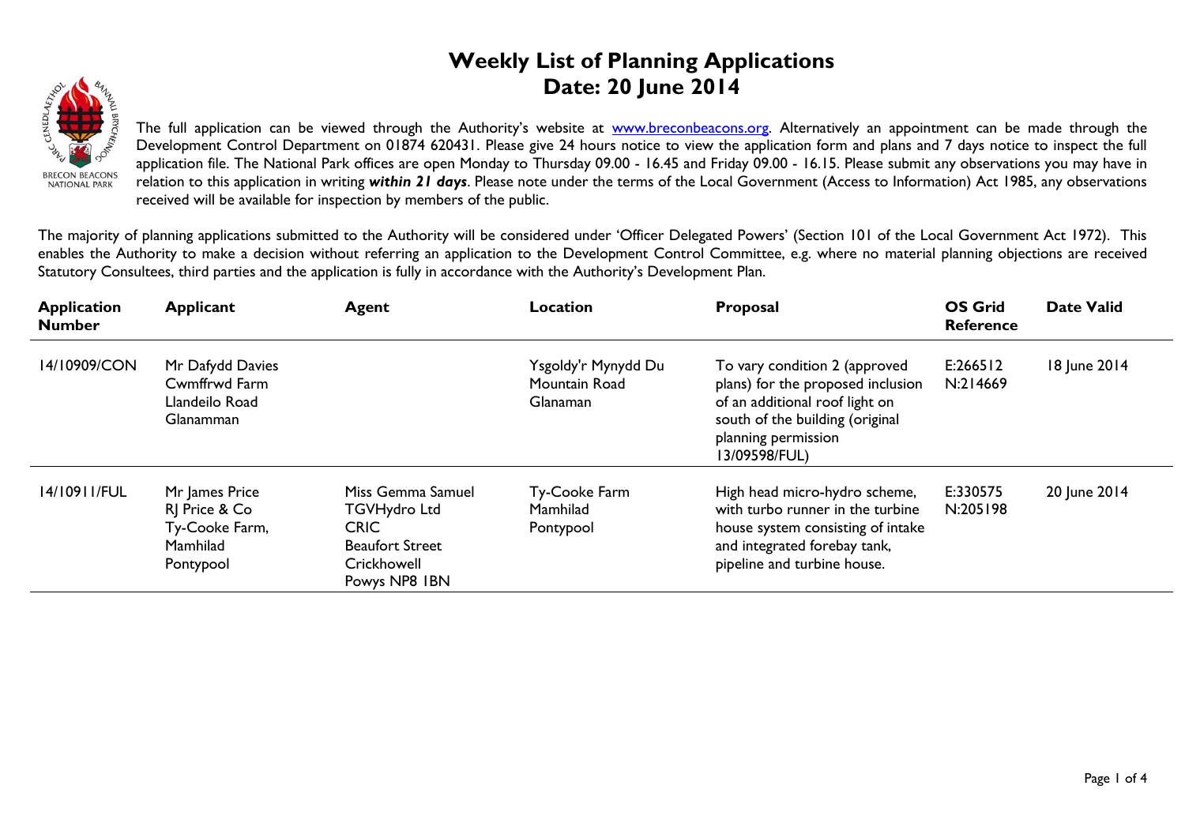# Weekly List of Planning Applications
# Date: 20 June 2014

The full application can be viewed through the Authority's website at www.breconbeacons.org. Alternatively an appointment can be made through the Development Control Department on 01874 620431. Please give 24 hours notice to view the application form and plans and 7 days notice to inspect the full application file. The National Park offices are open Monday to Thursday 09.00 - 16.45 and Friday 09.00 - 16.15. Please submit any observations you may have in relation to this application in writing ***within 21 days***. Please note under the terms of the Local Government (Access to Information) Act 1985, any observations received will be available for inspection by members of the public.

The majority of planning applications submitted to the Authority will be considered under 'Officer Delegated Powers' (Section 101 of the Local Government Act 1972). This enables the Authority to make a decision without referring an application to the Development Control Committee, e.g. where no material planning objections are received Statutory Consultees, third parties and the application is fully in accordance with the Authority's Development Plan.

| Application Number | Applicant | Agent | Location | Proposal | OS Grid Reference | Date Valid |
|---|---|---|---|---|---|---|
| 14/10909/CON | Mr Dafydd Davies<br>Cwmffrwd Farm<br>Llandeilo Road<br>Glanamman | | Ysgoldy'r Mynydd Du<br>Mountain Road<br>Glanaman | To vary condition 2 (approved plans) for the proposed inclusion of an additional roof light on south of the building (original planning permission 13/09598/FUL) | E:266512<br>N:214669 | 18 June 2014 |
| 14/10911/FUL | Mr James Price<br>RJ Price & Co<br>Ty-Cooke Farm,<br>Mamhilad<br>Pontypool | Miss Gemma Samuel<br>TGVHydro Ltd<br>CRIC<br>Beaufort Street<br>Crickhowell<br>Powys NP8 1BN | Ty-Cooke Farm<br>Mamhilad<br>Pontypool | High head micro-hydro scheme, with turbo runner in the turbine house system consisting of intake and integrated forebay tank, pipeline and turbine house. | E:330575<br>N:205198 | 20 June 2014 |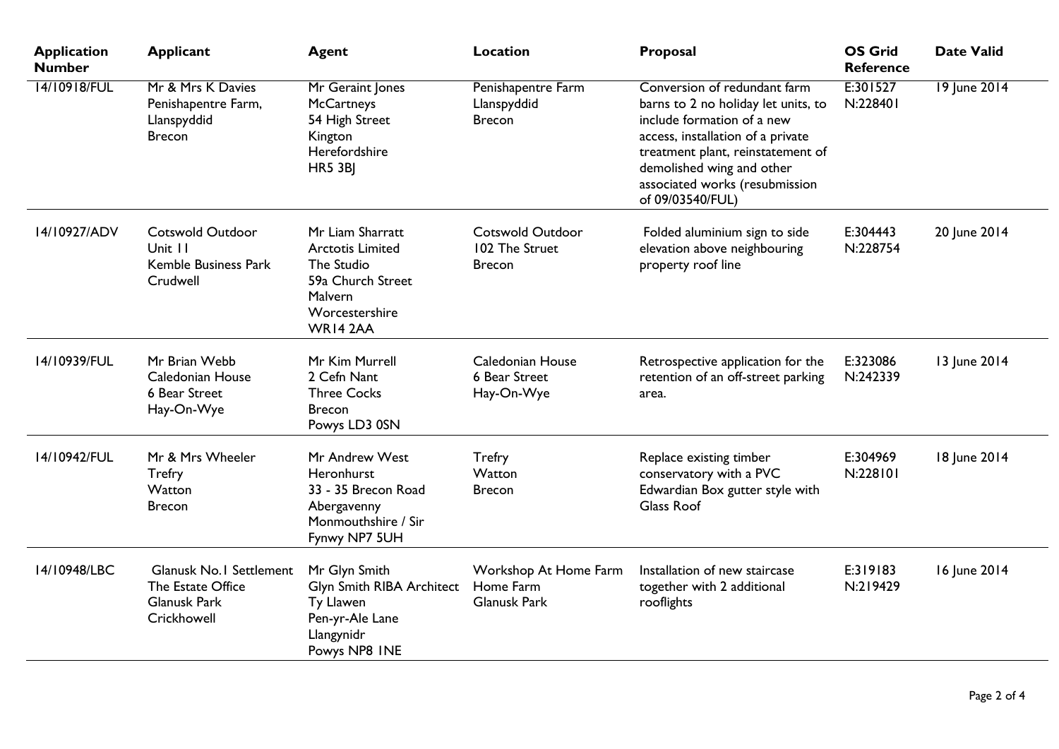| Application Number | Applicant | Agent | Location | Proposal | OS Grid Reference | Date Valid |
|---|---|---|---|---|---|---|
| 14/10918/FUL | Mr & Mrs K Davies Penishapentre Farm, Llanspyddid Brecon | Mr Geraint Jones McCartneys 54 High Street Kington Herefordshire HR5 3BJ | Penishapentre Farm Llanspyddid Brecon | Conversion of redundant farm barns to 2 no holiday let units, to include formation of a new access, installation of a private treatment plant, reinstatement of demolished wing and other associated works (resubmission of 09/03540/FUL) | E:301527 N:228401 | 19 June 2014 |
| 14/10927/ADV | Cotswold Outdoor Unit 11 Kemble Business Park Crudwell | Mr Liam Sharratt Arctotis Limited The Studio 59a Church Street Malvern Worcestershire WR14 2AA | Cotswold Outdoor 102 The Struet Brecon | Folded aluminium sign to side elevation above neighbouring property roof line | E:304443 N:228754 | 20 June 2014 |
| 14/10939/FUL | Mr Brian Webb Caledonian House 6 Bear Street Hay-On-Wye | Mr Kim Murrell 2 Cefn Nant Three Cocks Brecon Powys LD3 0SN | Caledonian House 6 Bear Street Hay-On-Wye | Retrospective application for the retention of an off-street parking area. | E:323086 N:242339 | 13 June 2014 |
| 14/10942/FUL | Mr & Mrs Wheeler Trefry Watton Brecon | Mr Andrew West Heronhurst 33 - 35 Brecon Road Abergavenny Monmouthshire / Sir Fynwy NP7 5UH | Trefry Watton Brecon | Replace existing timber conservatory with a PVC Edwardian Box gutter style with Glass Roof | E:304969 N:228101 | 18 June 2014 |
| 14/10948/LBC | Glanusk No.1 Settlement The Estate Office Glanusk Park Crickhowell | Mr Glyn Smith Glyn Smith RIBA Architect Ty Llawen Pen-yr-Ale Lane Llangynidr Powys NP8 1NE | Workshop At Home Farm Home Farm Glanusk Park | Installation of new staircase together with 2 additional rooflights | E:319183 N:219429 | 16 June 2014 |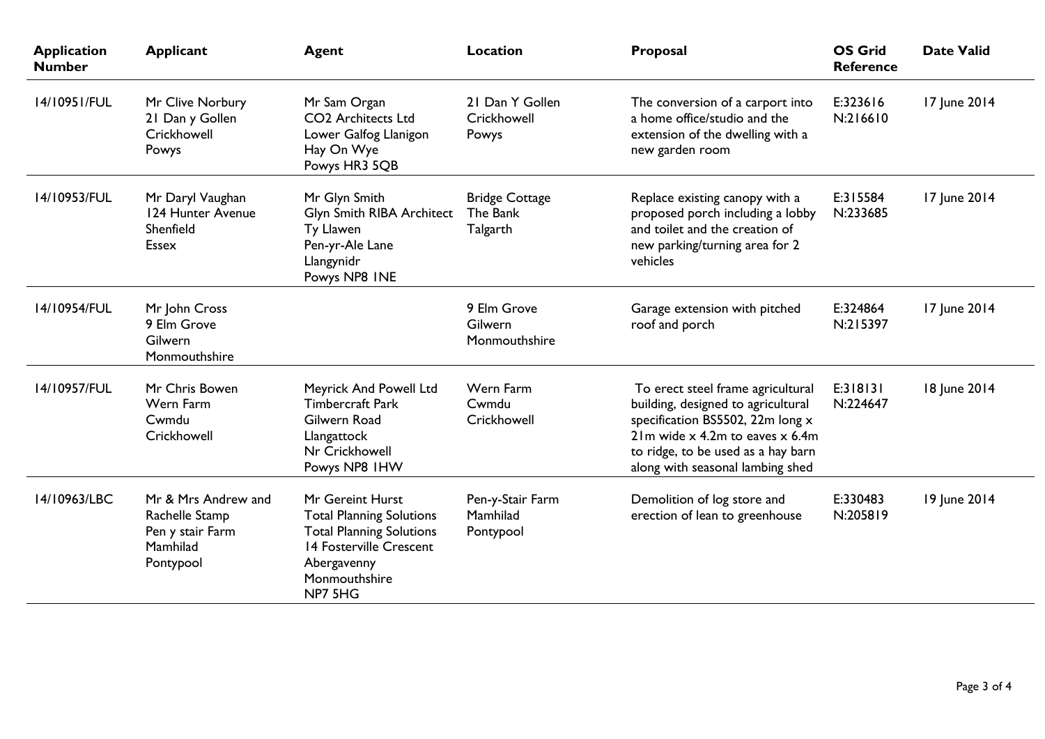| Application Number | Applicant | Agent | Location | Proposal | OS Grid Reference | Date Valid |
|---|---|---|---|---|---|---|
| 14/10951/FUL | Mr Clive Norbury<br>21 Dan y Gollen<br>Crickhowell<br>Powys | Mr Sam Organ<br>CO2 Architects Ltd<br>Lower Galfog Llanigon<br>Hay On Wye<br>Powys HR3 5QB | 21 Dan Y Gollen<br>Crickhowell<br>Powys | The conversion of a carport into a home office/studio and the extension of the dwelling with a new garden room | E:323616<br>N:216610 | 17 June 2014 |
| 14/10953/FUL | Mr Daryl Vaughan<br>124 Hunter Avenue<br>Shenfield<br>Essex | Mr Glyn Smith<br>Glyn Smith RIBA Architect<br>Ty Llawen<br>Pen-yr-Ale Lane<br>Llangynidr<br>Powys NP8 1NE | Bridge Cottage<br>The Bank<br>Talgarth | Replace existing canopy with a proposed porch including a lobby and toilet and the creation of new parking/turning area for 2 vehicles | E:315584<br>N:233685 | 17 June 2014 |
| 14/10954/FUL | Mr John Cross<br>9 Elm Grove<br>Gilwern<br>Monmouthshire | | 9 Elm Grove<br>Gilwern<br>Monmouthshire | Garage extension with pitched roof and porch | E:324864<br>N:215397 | 17 June 2014 |
| 14/10957/FUL | Mr Chris Bowen<br>Wern Farm<br>Cwmdu<br>Crickhowell | Meyrick And Powell Ltd<br>Timbercraft Park<br>Gilwern Road<br>Llangattock<br>Nr Crickhowell<br>Powys NP8 1HW | Wern Farm<br>Cwmdu<br>Crickhowell | To erect steel frame agricultural building, designed to agricultural specification BS5502, 22m long x 21m wide x 4.2m to eaves x 6.4m to ridge, to be used as a hay barn along with seasonal lambing shed | E:318131<br>N:224647 | 18 June 2014 |
| 14/10963/LBC | Mr & Mrs Andrew and Rachelle Stamp<br>Pen y stair Farm<br>Mamhilad<br>Pontypool | Mr Gereint Hurst<br>Total Planning Solutions<br>Total Planning Solutions<br>14 Fosterville Crescent<br>Abergavenny<br>Monmouthshire<br>NP7 5HG | Pen-y-Stair Farm<br>Mamhilad<br>Pontypool | Demolition of log store and erection of lean to greenhouse | E:330483<br>N:205819 | 19 June 2014 |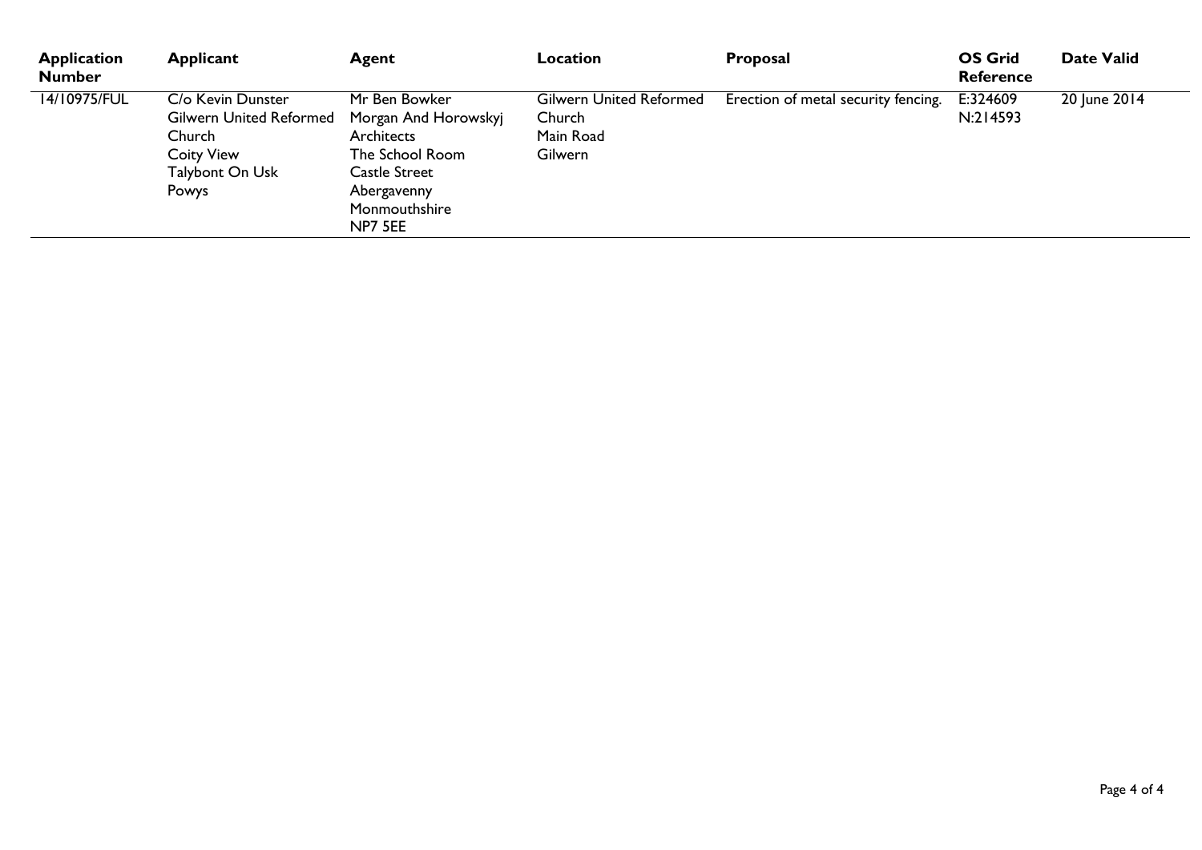| Application Number | Applicant | Agent | Location | Proposal | OS Grid Reference | Date Valid |
|---|---|---|---|---|---|---|
| 14/10975/FUL | C/o Kevin Dunster<br>Gilwern United Reformed Church<br>Coity View<br>Talybont On Usk<br>Powys | Mr Ben Bowker<br>Morgan And Horowskyj Architects<br>The School Room<br>Castle Street<br>Abergavenny<br>Monmouthshire<br>NP7 5EE | Gilwern United Reformed Church<br>Main Road<br>Gilwern | Erection of metal security fencing. | E:324609<br>N:214593 | 20 June 2014 |